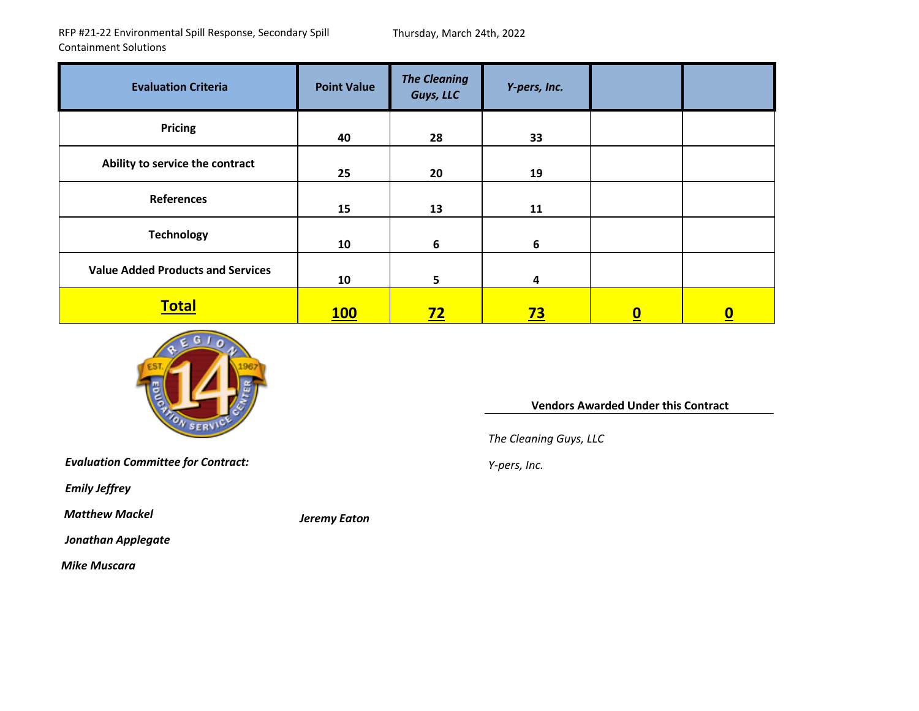RFP #21-22 Environmental Spill Response, Secondary Spill Containment Solutions

Thursday, March 24th, 2022

| Evaluation Criteria | Point Value | *The Cleaning Guys, LLC* | *Y-pers, Inc.* | | |
|---|---|---|---|---|---|
| **Pricing** | **40** | **28** | **33** | | |
| **Ability to service the contract** | **25** | **20** | **19** | | |
| **References** | **15** | **13** | **11** | | |
| **Technology** | **10** | **6** | **6** | | |
| **Value Added Products and Services** | **10** | **5** | **4** | | |
| **Total** | **100** | **72** | **73** | **0** | **0** |

**Vendors Awarded Under this Contract**

*The Cleaning Guys, LLC*

*Y-pers, Inc.*

***Evaluation Committee for Contract:***

***Emily Jeffrey***

***Matthew Mackel***

***Jonathan Applegate***

***Mike Muscara***

***Jeremy Eaton***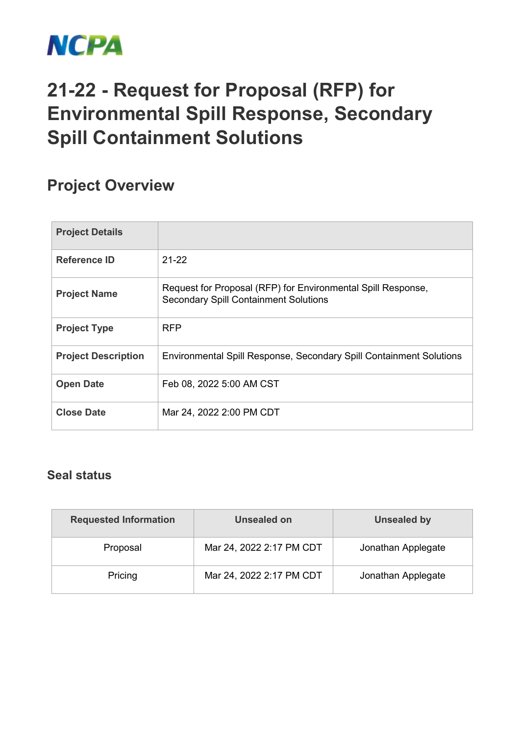NCPA

# 21-22 - Request for Proposal (RFP) for Environmental Spill Response, Secondary Spill Containment Solutions

## Project Overview

| Project Details | |
|---|---|
| **Reference ID** | 21-22 |
| **Project Name** | Request for Proposal (RFP) for Environmental Spill Response, Secondary Spill Containment Solutions |
| **Project Type** | RFP |
| **Project Description** | Environmental Spill Response, Secondary Spill Containment Solutions |
| **Open Date** | Feb 08, 2022 5:00 AM CST |
| **Close Date** | Mar 24, 2022 2:00 PM CDT |

### Seal status

| Requested Information | Unsealed on | Unsealed by |
|---|---|---|
| Proposal | Mar 24, 2022 2:17 PM CDT | Jonathan Applegate |
| Pricing | Mar 24, 2022 2:17 PM CDT | Jonathan Applegate |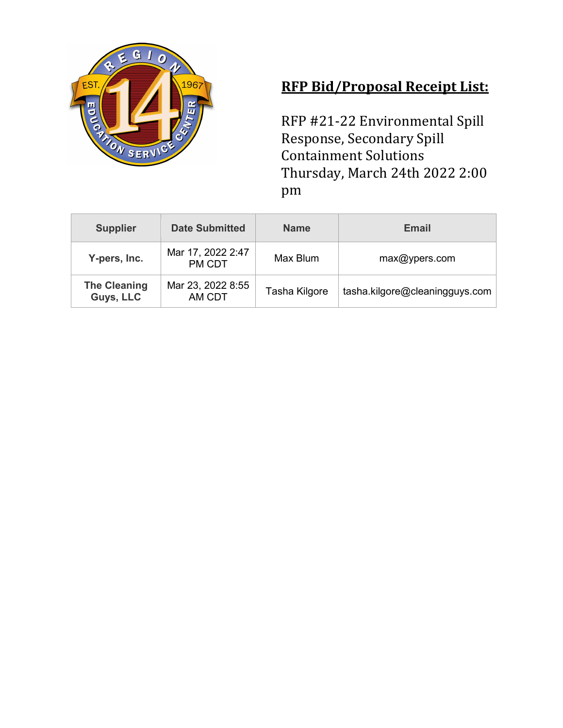# RFP Bid/Proposal Receipt List:

RFP #21-22 Environmental Spill Response, Secondary Spill Containment Solutions
Thursday, March 24th 2022 2:00 pm

| Supplier | Date Submitted | Name | Email |
|---|---|---|---|
| **Y-pers, Inc.** | Mar 17, 2022 2:47 PM CDT | Max Blum | max@ypers.com |
| **The Cleaning Guys, LLC** | Mar 23, 2022 8:55 AM CDT | Tasha Kilgore | tasha.kilgore@cleaningguys.com |